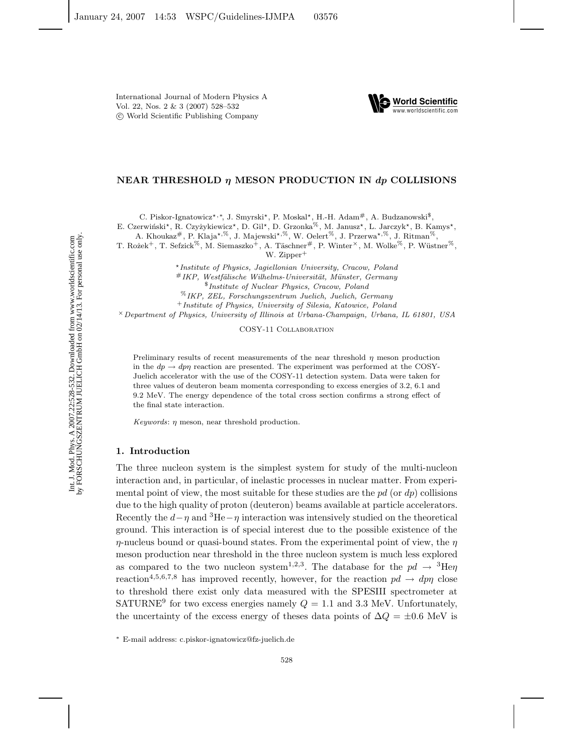# NEAR THRESHOLD $\eta$ MESON PRODUCTION IN $dp$ COLLISIONS

C. Piskor-Ignatowicz[⋆,*], J. Smyrski[⋆], P. Moskal[⋆], H.-H. Adam[#], A. Budzanowski[$],
E. Czerwiński[⋆], R. Czyżykiewicz[⋆], D. Gil[⋆], D. Grzonka[%], M. Janusz[⋆], L. Jarczyk[⋆], B. Kamys[⋆],
A. Khoukaz[#], P. Klaja[⋆,%], J. Majewski[⋆,%], W. Oelert[%], J. Przerwa[⋆,%], J. Ritman[%],
T. Rożek[+], T. Sefzick[%], M. Siemaszko[+], A. Täschner[#], P. Winter[×], M. Wolke[%], P. Wüstner[%],
W. Zipper[+]

[⋆] *Institute of Physics, Jagiellonian University, Cracow, Poland*
[#] *IKP, Westfälische Wilhelms-Universität, Münster, Germany*
[$] *Institute of Nuclear Physics, Cracow, Poland*
[%] *IKP, ZEL, Forschungszentrum Juelich, Juelich, Germany*
[+] *Institute of Physics, University of Silesia, Katowice, Poland*
[×] *Department of Physics, University of Illinois at Urbana-Champaign, Urbana, IL 61801, USA*

COSY-11 Collaboration

Preliminary results of recent measurements of the near threshold $\eta$ meson production in the $dp \to dp\eta$ reaction are presented. The experiment was performed at the COSY-Juelich accelerator with the use of the COSY-11 detection system. Data were taken for three values of deuteron beam momenta corresponding to excess energies of 3.2, 6.1 and 9.2 MeV. The energy dependence of the total cross section confirms a strong effect of the final state interaction.

*Keywords*: $\eta$ meson, near threshold production.

## 1. Introduction

The three nucleon system is the simplest system for study of the multi-nucleon interaction and, in particular, of inelastic processes in nuclear matter. From experimental point of view, the most suitable for these studies are the $pd$ (or $dp$) collisions due to the high quality of proton (deuteron) beams available at particle accelerators. Recently the $d-\eta$ and $^3\text{He}-\eta$ interaction was intensively studied on the theoretical ground. This interaction is of special interest due to the possible existence of the $\eta$-nucleus bound or quasi-bound states. From the experimental point of view, the $\eta$ meson production near threshold in the three nucleon system is much less explored as compared to the two nucleon system[1,2,3]. The database for the $pd \to {}^3\text{He}\eta$ reaction[4,5,6,7,8] has improved recently, however, for the reaction $pd \to dp\eta$ close to threshold there exist only data measured with the SPESIII spectrometer at SATURNE[9] for two excess energies namely $Q = 1.1$ and 3.3 MeV. Unfortunately, the uncertainty of the excess energy of theses data points of $\Delta Q = \pm 0.6$ MeV is

[*] E-mail address: c.piskor-ignatowicz@fz-juelich.de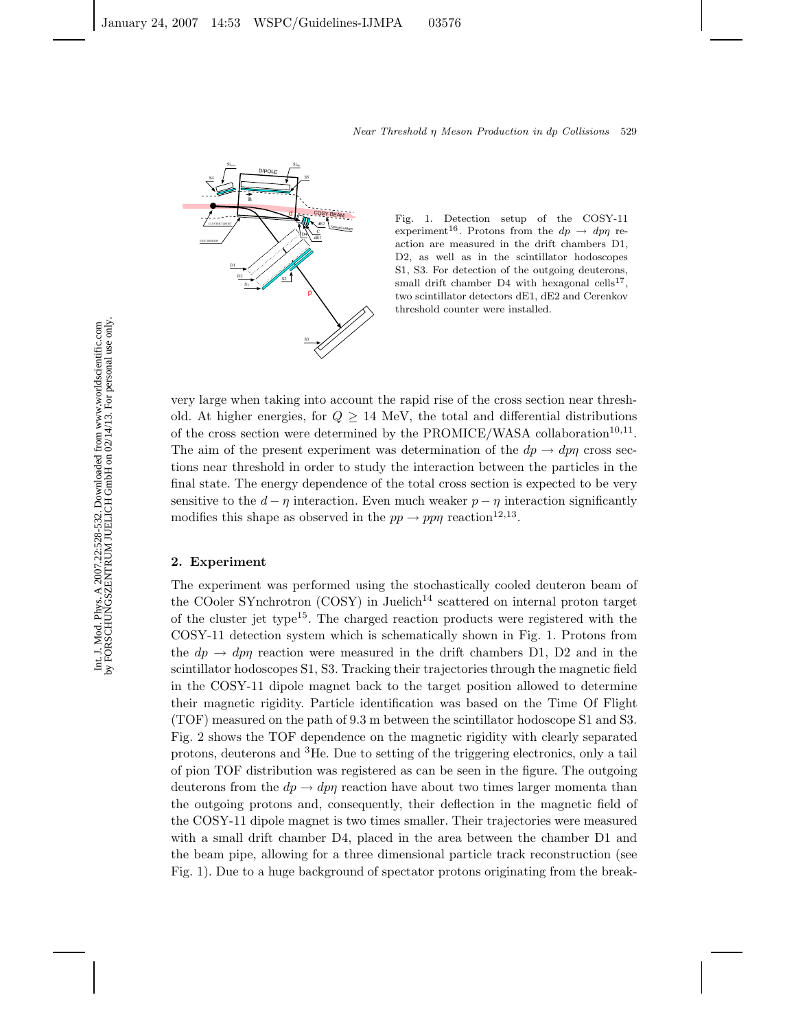Fig. 1. Detection setup of the COSY-11 experiment[16]. Protons from the $dp \to dp\eta$ reaction are measured in the drift chambers D1, D2, as well as in the scintillator hodoscopes S1, S3. For detection of the outgoing deuterons, small drift chamber D4 with hexagonal cells[17], two scintillator detectors dE1, dE2 and Cerenkov threshold counter were installed.

very large when taking into account the rapid rise of the cross section near threshold. At higher energies, for $Q \geq 14$ MeV, the total and differential distributions of the cross section were determined by the PROMICE/WASA collaboration[10,11]. The aim of the present experiment was determination of the $dp \to dp\eta$ cross sections near threshold in order to study the interaction between the particles in the final state. The energy dependence of the total cross section is expected to be very sensitive to the $d-\eta$ interaction. Even much weaker $p-\eta$ interaction significantly modifies this shape as observed in the $pp \to pp\eta$ reaction[12,13].

## 2. Experiment

The experiment was performed using the stochastically cooled deuteron beam of the COoler SYnchrotron (COSY) in Juelich[14] scattered on internal proton target of the cluster jet type[15]. The charged reaction products were registered with the COSY-11 detection system which is schematically shown in Fig. 1. Protons from the $dp \to dp\eta$ reaction were measured in the drift chambers D1, D2 and in the scintillator hodoscopes S1, S3. Tracking their trajectories through the magnetic field in the COSY-11 dipole magnet back to the target position allowed to determine their magnetic rigidity. Particle identification was based on the Time Of Flight (TOF) measured on the path of 9.3 m between the scintillator hodoscope S1 and S3. Fig. 2 shows the TOF dependence on the magnetic rigidity with clearly separated protons, deuterons and $^3$He. Due to setting of the triggering electronics, only a tail of pion TOF distribution was registered as can be seen in the figure. The outgoing deuterons from the $dp \to dp\eta$ reaction have about two times larger momenta than the outgoing protons and, consequently, their deflection in the magnetic field of the COSY-11 dipole magnet is two times smaller. Their trajectories were measured with a small drift chamber D4, placed in the area between the chamber D1 and the beam pipe, allowing for a three dimensional particle track reconstruction (see Fig. 1). Due to a huge background of spectator protons originating from the break-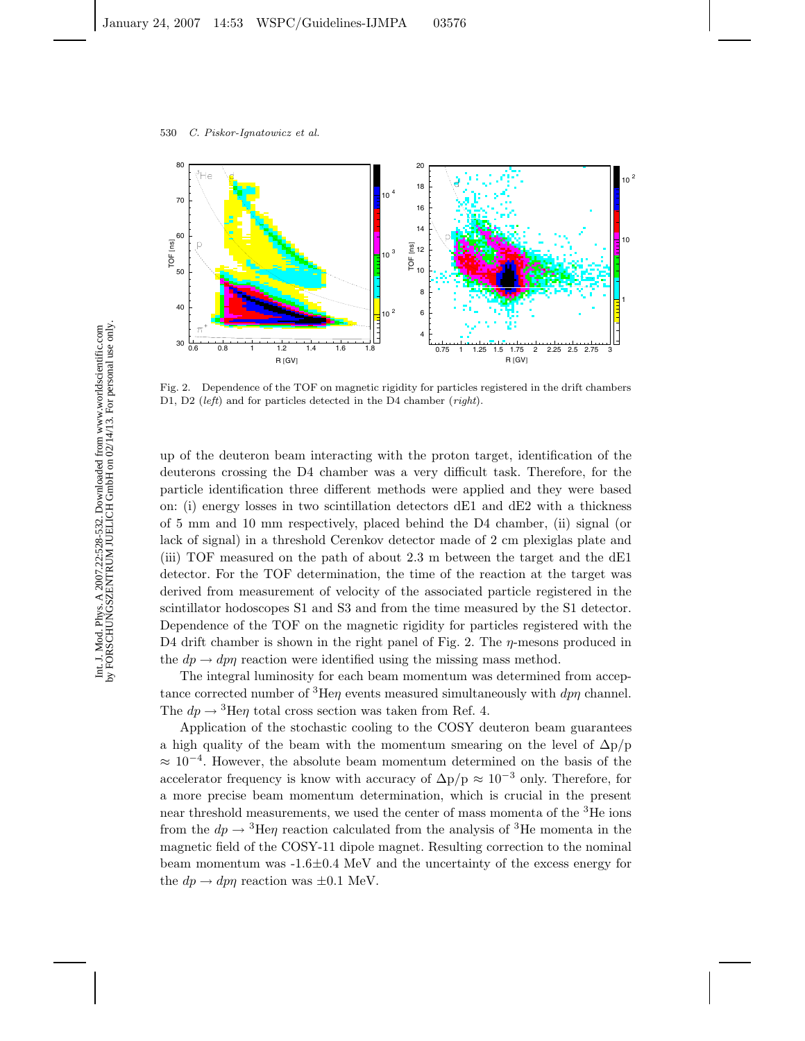80

$^3$He

d

70

60

p

50

40

$\pi^+$

30

0.6 0.8 1 1.2 1.4 1.6 1.8

R [GV]

TOF [ns]

$10^4$

$10^3$

$10^2$

20

18

d

16

14

p

12

10

8

6

4

0.75 1 1.25 1.5 1.75 2 2.25 2.5 2.75 3

R [GV]

TOF [ns]

$10^2$

10

1

Fig. 2. Dependence of the TOF on magnetic rigidity for particles registered in the drift chambers D1, D2 (*left*) and for particles detected in the D4 chamber (*right*).

up of the deuteron beam interacting with the proton target, identification of the deuterons crossing the D4 chamber was a very difficult task. Therefore, for the particle identification three different methods were applied and they were based on: (i) energy losses in two scintillation detectors dE1 and dE2 with a thickness of 5 mm and 10 mm respectively, placed behind the D4 chamber, (ii) signal (or lack of signal) in a threshold Cerenkov detector made of 2 cm plexiglas plate and (iii) TOF measured on the path of about 2.3 m between the target and the dE1 detector. For the TOF determination, the time of the reaction at the target was derived from measurement of velocity of the associated particle registered in the scintillator hodoscopes S1 and S3 and from the time measured by the S1 detector. Dependence of the TOF on the magnetic rigidity for particles registered with the D4 drift chamber is shown in the right panel of Fig. 2. The $\eta$-mesons produced in the $dp \to dp\eta$ reaction were identified using the missing mass method.

The integral luminosity for each beam momentum was determined from acceptance corrected number of $^3$He$\eta$ events measured simultaneously with $dp\eta$ channel. The $dp \to {}^3$He$\eta$ total cross section was taken from Ref. 4.

Application of the stochastic cooling to the COSY deuteron beam guarantees a high quality of the beam with the momentum smearing on the level of $\Delta$p/p $\approx 10^{-4}$. However, the absolute beam momentum determined on the basis of the accelerator frequency is know with accuracy of $\Delta$p/p $\approx 10^{-3}$ only. Therefore, for a more precise beam momentum determination, which is crucial in the present near threshold measurements, we used the center of mass momenta of the $^3$He ions from the $dp \to {}^3$He$\eta$ reaction calculated from the analysis of $^3$He momenta in the magnetic field of the COSY-11 dipole magnet. Resulting correction to the nominal beam momentum was -1.6$\pm$0.4 MeV and the uncertainty of the excess energy for the $dp \to dp\eta$ reaction was $\pm$0.1 MeV.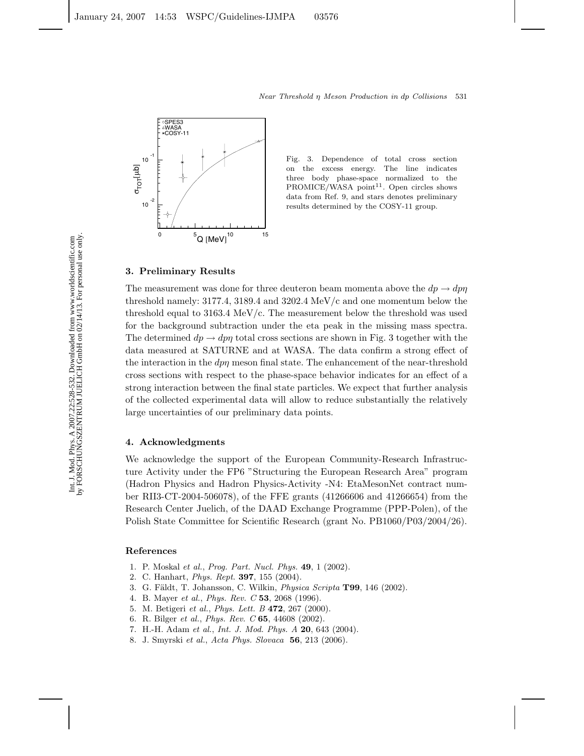○SPES3
△WASA
*COSY-11

$\sigma_{TOT}[\mu b]$

$10^{-1}$

$10^{-2}$

0 5 10 15

Q [MeV]

Fig. 3. Dependence of total cross section on the excess energy. The line indicates three body phase-space normalized to the PROMICE/WASA point[11]. Open circles shows data from Ref. 9, and stars denotes preliminary results determined by the COSY-11 group.

## 3. Preliminary Results

The measurement was done for three deuteron beam momenta above the $dp \to dp\eta$ threshold namely: 3177.4, 3189.4 and 3202.4 MeV/c and one momentum below the threshold equal to 3163.4 MeV/c. The measurement below the threshold was used for the background subtraction under the eta peak in the missing mass spectra. The determined $dp \to dp\eta$ total cross sections are shown in Fig. 3 together with the data measured at SATURNE and at WASA. The data confirm a strong effect of the interaction in the $dp\eta$ meson final state. The enhancement of the near-threshold cross sections with respect to the phase-space behavior indicates for an effect of a strong interaction between the final state particles. We expect that further analysis of the collected experimental data will allow to reduce substantially the relatively large uncertainties of our preliminary data points.

## 4. Acknowledgments

We acknowledge the support of the European Community-Research Infrastructure Activity under the FP6 "Structuring the European Research Area" program (Hadron Physics and Hadron Physics-Activity -N4: EtaMesonNet contract number RII3-CT-2004-506078), of the FFE grants (41266606 and 41266654) from the Research Center Juelich, of the DAAD Exchange Programme (PPP-Polen), of the Polish State Committee for Scientific Research (grant No. PB1060/P03/2004/26).

## References

1. P. Moskal *et al.*, *Prog. Part. Nucl. Phys.* **49**, 1 (2002).
2. C. Hanhart, *Phys. Rept.* **397**, 155 (2004).
3. G. Fäldt, T. Johansson, C. Wilkin, *Physica Scripta* **T99**, 146 (2002).
4. B. Mayer *et al.*, *Phys. Rev. C* **53**, 2068 (1996).
5. M. Betigeri *et al.*, *Phys. Lett. B* **472**, 267 (2000).
6. R. Bilger *et al.*, *Phys. Rev. C* **65**, 44608 (2002).
7. H.-H. Adam *et al.*, *Int. J. Mod. Phys. A* **20**, 643 (2004).
8. J. Smyrski *et al.*, *Acta Phys. Slovaca* **56**, 213 (2006).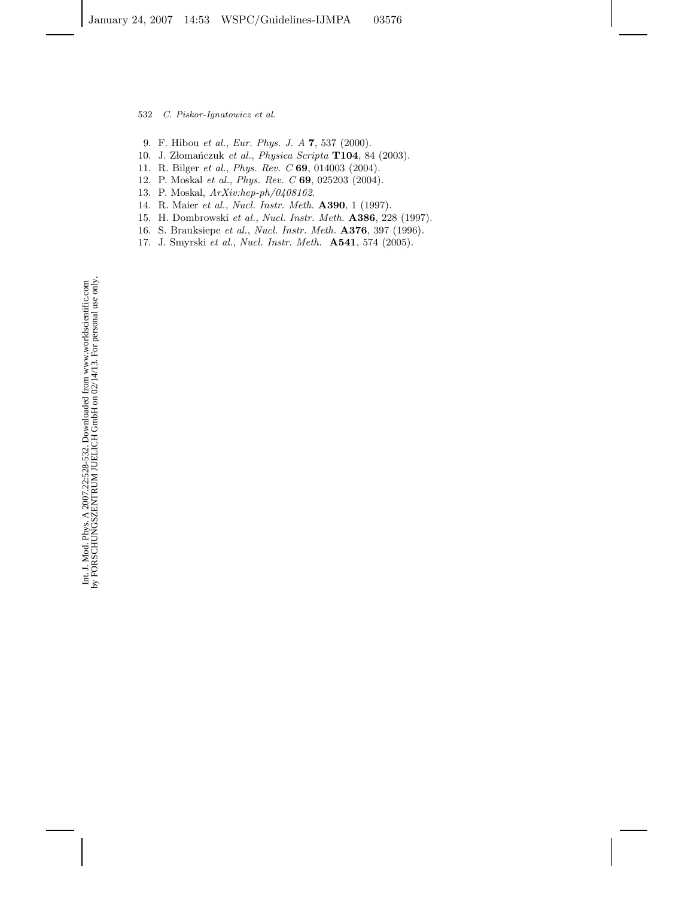9. F. Hibou *et al.*, *Eur. Phys. J. A* **7**, 537 (2000).
10. J. Złomańczuk *et al.*, *Physica Scripta* **T104**, 84 (2003).
11. R. Bilger *et al.*, *Phys. Rev. C* **69**, 014003 (2004).
12. P. Moskal *et al.*, *Phys. Rev. C* **69**, 025203 (2004).
13. P. Moskal, *ArXiv:hep-ph/0408162*.
14. R. Maier *et al.*, *Nucl. Instr. Meth.* **A390**, 1 (1997).
15. H. Dombrowski *et al.*, *Nucl. Instr. Meth.* **A386**, 228 (1997).
16. S. Brauksiepe *et al.*, *Nucl. Instr. Meth.* **A376**, 397 (1996).
17. J. Smyrski *et al.*, *Nucl. Instr. Meth.* **A541**, 574 (2005).